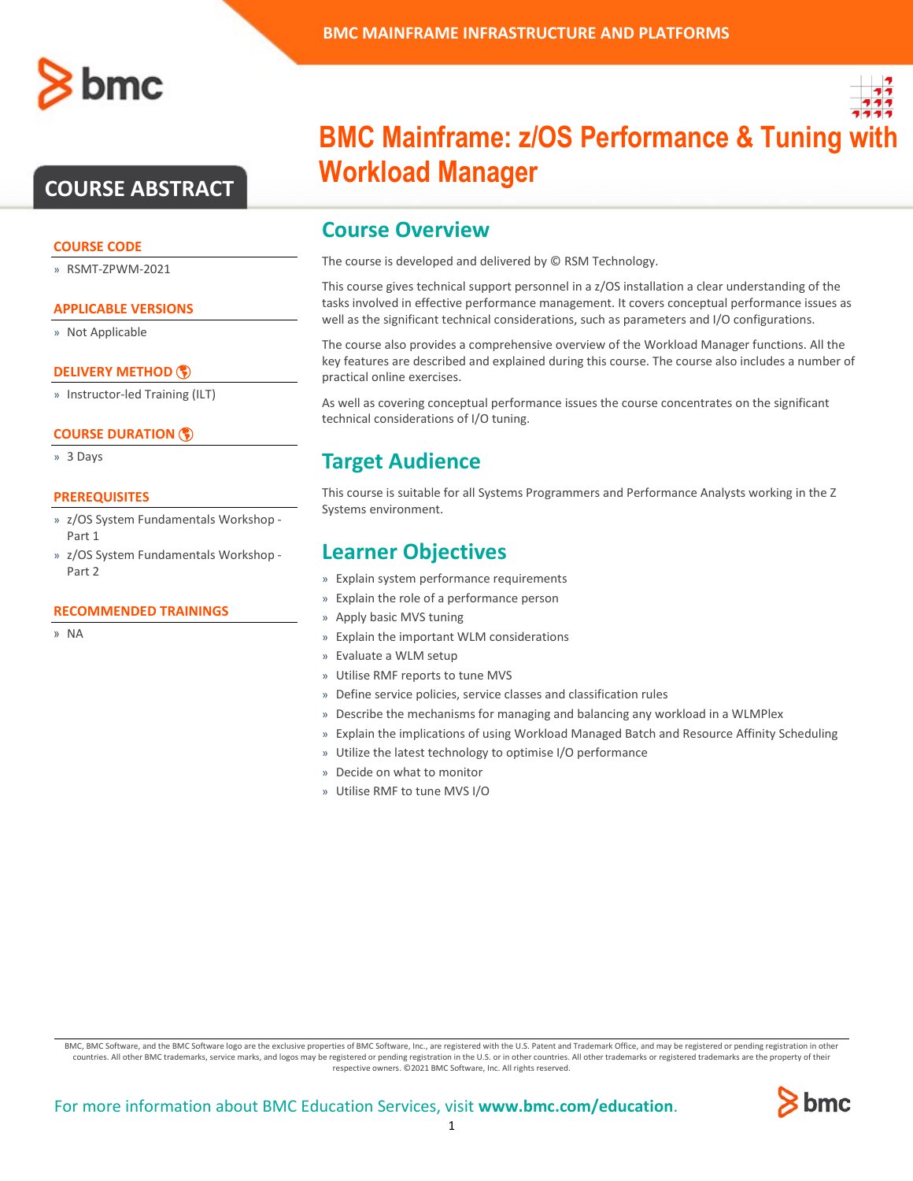BMC MAINFRAME INFRASTRUCTURE AND PLATFORMS

# BMC Mainframe: z/OS Performance & Tuning with Workload Manager

## COURSE ABSTRACT

### COURSE CODE

- RSMT-ZPWM-2021

### APPLICABLE VERSIONS

- Not Applicable

### DELIVERY METHOD

- Instructor-led Training (ILT)

### COURSE DURATION

- 3 Days

### PREREQUISITES

- z/OS System Fundamentals Workshop - Part 1
- z/OS System Fundamentals Workshop - Part 2

### RECOMMENDED TRAININGS

- NA

## Course Overview

The course is developed and delivered by © RSM Technology.

This course gives technical support personnel in a z/OS installation a clear understanding of the tasks involved in effective performance management. It covers conceptual performance issues as well as the significant technical considerations, such as parameters and I/O configurations.

The course also provides a comprehensive overview of the Workload Manager functions. All the key features are described and explained during this course. The course also includes a number of practical online exercises.

As well as covering conceptual performance issues the course concentrates on the significant technical considerations of I/O tuning.

## Target Audience

This course is suitable for all Systems Programmers and Performance Analysts working in the Z Systems environment.

## Learner Objectives

- Explain system performance requirements
- Explain the role of a performance person
- Apply basic MVS tuning
- Explain the important WLM considerations
- Evaluate a WLM setup
- Utilise RMF reports to tune MVS
- Define service policies, service classes and classification rules
- Describe the mechanisms for managing and balancing any workload in a WLMPlex
- Explain the implications of using Workload Managed Batch and Resource Affinity Scheduling
- Utilize the latest technology to optimise I/O performance
- Decide on what to monitor
- Utilise RMF to tune MVS I/O

BMC, BMC Software, and the BMC Software logo are the exclusive properties of BMC Software, Inc., are registered with the U.S. Patent and Trademark Office, and may be registered or pending registration in other countries. All other BMC trademarks, service marks, and logos may be registered or pending registration in the U.S. or in other countries. All other trademarks or registered trademarks are the property of their respective owners. ©2021 BMC Software, Inc. All rights reserved.

For more information about BMC Education Services, visit **www.bmc.com/education**.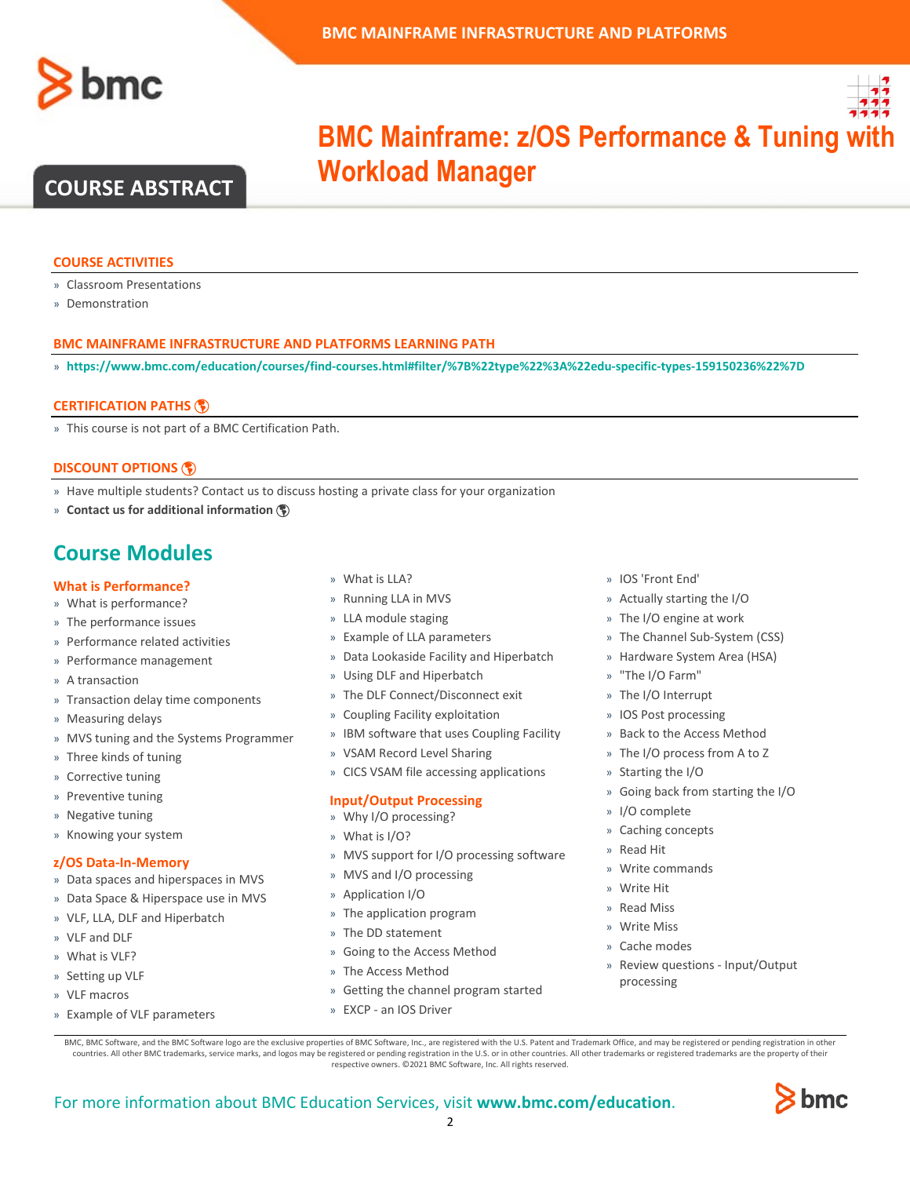# BMC Mainframe: z/OS Performance & Tuning with Workload Manager

## COURSE ABSTRACT

### COURSE ACTIVITIES

- Classroom Presentations
- Demonstration

### BMC MAINFRAME INFRASTRUCTURE AND PLATFORMS LEARNING PATH

- **https://www.bmc.com/education/courses/find-courses.html#filter/%7B%22type%22%3A%22edu-specific-types-159150236%22%7D**

### CERTIFICATION PATHS

- This course is not part of a BMC Certification Path.

### DISCOUNT OPTIONS

- Have multiple students? Contact us to discuss hosting a private class for your organization
- **Contact us for additional information**

## Course Modules

### What is Performance?

- What is performance?
- The performance issues
- Performance related activities
- Performance management
- A transaction
- Transaction delay time components
- Measuring delays
- MVS tuning and the Systems Programmer
- Three kinds of tuning
- Corrective tuning
- Preventive tuning
- Negative tuning
- Knowing your system

### z/OS Data-In-Memory

- Data spaces and hiperspaces in MVS
- Data Space & Hiperspace use in MVS
- VLF, LLA, DLF and Hiperbatch
- VLF and DLF
- What is VLF?
- Setting up VLF
- VLF macros
- Example of VLF parameters
- What is LLA?
- Running LLA in MVS
- LLA module staging
- Example of LLA parameters
- Data Lookaside Facility and Hiperbatch
- Using DLF and Hiperbatch
- The DLF Connect/Disconnect exit
- Coupling Facility exploitation
- IBM software that uses Coupling Facility
- VSAM Record Level Sharing
- CICS VSAM file accessing applications

### Input/Output Processing

- Why I/O processing?
- What is I/O?
- MVS support for I/O processing software
- MVS and I/O processing
- Application I/O
- The application program
- The DD statement
- Going to the Access Method
- The Access Method
- Getting the channel program started
- EXCP - an IOS Driver
- IOS 'Front End'
- Actually starting the I/O
- The I/O engine at work
- The Channel Sub-System (CSS)
- Hardware System Area (HSA)
- "The I/O Farm"
- The I/O Interrupt
- IOS Post processing
- Back to the Access Method
- The I/O process from A to Z
- Starting the I/O
- Going back from starting the I/O
- I/O complete
- Caching concepts
- Read Hit
- Write commands
- Write Hit
- Read Miss
- Write Miss
- Cache modes
- Review questions - Input/Output processing

BMC, BMC Software, and the BMC Software logo are the exclusive properties of BMC Software, Inc., are registered with the U.S. Patent and Trademark Office, and may be registered or pending registration in other countries. All other BMC trademarks, service marks, and logos may be registered or pending registration in the U.S. or in other countries. All other trademarks or registered trademarks are the property of their respective owners. ©2021 BMC Software, Inc. All rights reserved.

For more information about BMC Education Services, visit **www.bmc.com/education**.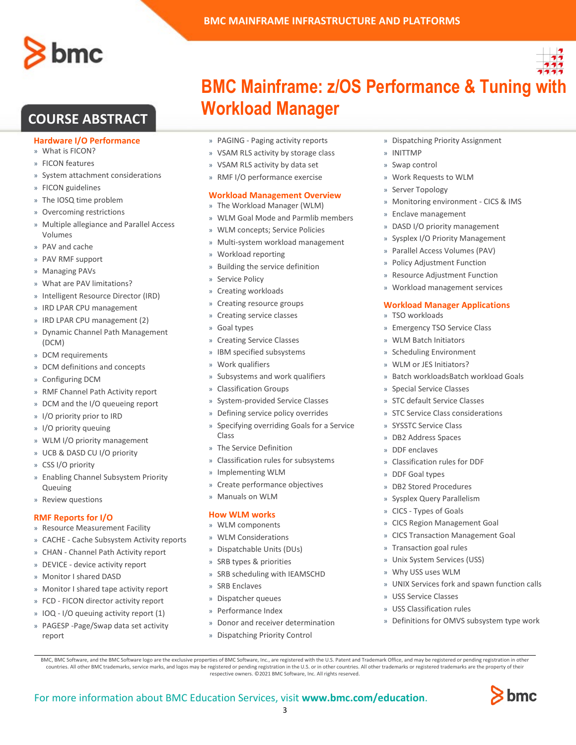# BMC Mainframe: z/OS Performance & Tuning with Workload Manager

## COURSE ABSTRACT

### Hardware I/O Performance

- What is FICON?
- FICON features
- System attachment considerations
- FICON guidelines
- The IOSQ time problem
- Overcoming restrictions
- Multiple allegiance and Parallel Access Volumes
- PAV and cache
- PAV RMF support
- Managing PAVs
- What are PAV limitations?
- Intelligent Resource Director (IRD)
- IRD LPAR CPU management
- IRD LPAR CPU management (2)
- Dynamic Channel Path Management (DCM)
- DCM requirements
- DCM definitions and concepts
- Configuring DCM
- RMF Channel Path Activity report
- DCM and the I/O queueing report
- I/O priority prior to IRD
- I/O priority queuing
- WLM I/O priority management
- UCB & DASD CU I/O priority
- CSS I/O priority
- Enabling Channel Subsystem Priority Queuing
- Review questions

### RMF Reports for I/O

- Resource Measurement Facility
- CACHE - Cache Subsystem Activity reports
- CHAN - Channel Path Activity report
- DEVICE - device activity report
- Monitor I shared DASD
- Monitor I shared tape activity report
- FCD - FICON director activity report
- IOQ - I/O queuing activity report (1)
- PAGESP -Page/Swap data set activity report
- PAGING - Paging activity reports
- VSAM RLS activity by storage class
- VSAM RLS activity by data set
- RMF I/O performance exercise

### Workload Management Overview

- The Workload Manager (WLM)
- WLM Goal Mode and Parmlib members
- WLM concepts; Service Policies
- Multi-system workload management
- Workload reporting
- Building the service definition
- Service Policy
- Creating workloads
- Creating resource groups
- Creating service classes
- Goal types
- Creating Service Classes
- IBM specified subsystems
- Work qualifiers
- Subsystems and work qualifiers
- Classification Groups
- System-provided Service Classes
- Defining service policy overrides
- Specifying overriding Goals for a Service Class
- The Service Definition
- Classification rules for subsystems
- Implementing WLM
- Create performance objectives
- Manuals on WLM

### How WLM works

- WLM components
- WLM Considerations
- Dispatchable Units (DUs)
- SRB types & priorities
- SRB scheduling with IEAMSCHD
- SRB Enclaves
- Dispatcher queues
- Performance Index
- Donor and receiver determination
- Dispatching Priority Control
- Dispatching Priority Assignment
- INITTMP
- Swap control
- Work Requests to WLM
- Server Topology
- Monitoring environment - CICS & IMS
- Enclave management
- DASD I/O priority management
- Sysplex I/O Priority Management
- Parallel Access Volumes (PAV)
- Policy Adjustment Function
- Resource Adjustment Function
- Workload management services

### Workload Manager Applications

- TSO workloads
- Emergency TSO Service Class
- WLM Batch Initiators
- Scheduling Environment
- WLM or JES Initiators?
- Batch workloadsBatch workload Goals
- Special Service Classes
- STC default Service Classes
- STC Service Class considerations
- SYSSTC Service Class
- DB2 Address Spaces
- DDF enclaves
- Classification rules for DDF
- DDF Goal types
- DB2 Stored Procedures
- Sysplex Query Parallelism
- CICS - Types of Goals
- CICS Region Management Goal
- CICS Transaction Management Goal
- Transaction goal rules
- Unix System Services (USS)
- Why USS uses WLM
- UNIX Services fork and spawn function calls
- USS Service Classes
- USS Classification rules
- Definitions for OMVS subsystem type work

BMC, BMC Software, and the BMC Software logo are the exclusive properties of BMC Software, Inc., are registered with the U.S. Patent and Trademark Office, and may be registered or pending registration in other countries. All other BMC trademarks, service marks, and logos may be registered or pending registration in the U.S. or in other countries. All other trademarks or registered trademarks are the property of their respective owners. ©2021 BMC Software, Inc. All rights reserved.

For more information about BMC Education Services, visit **www.bmc.com/education**.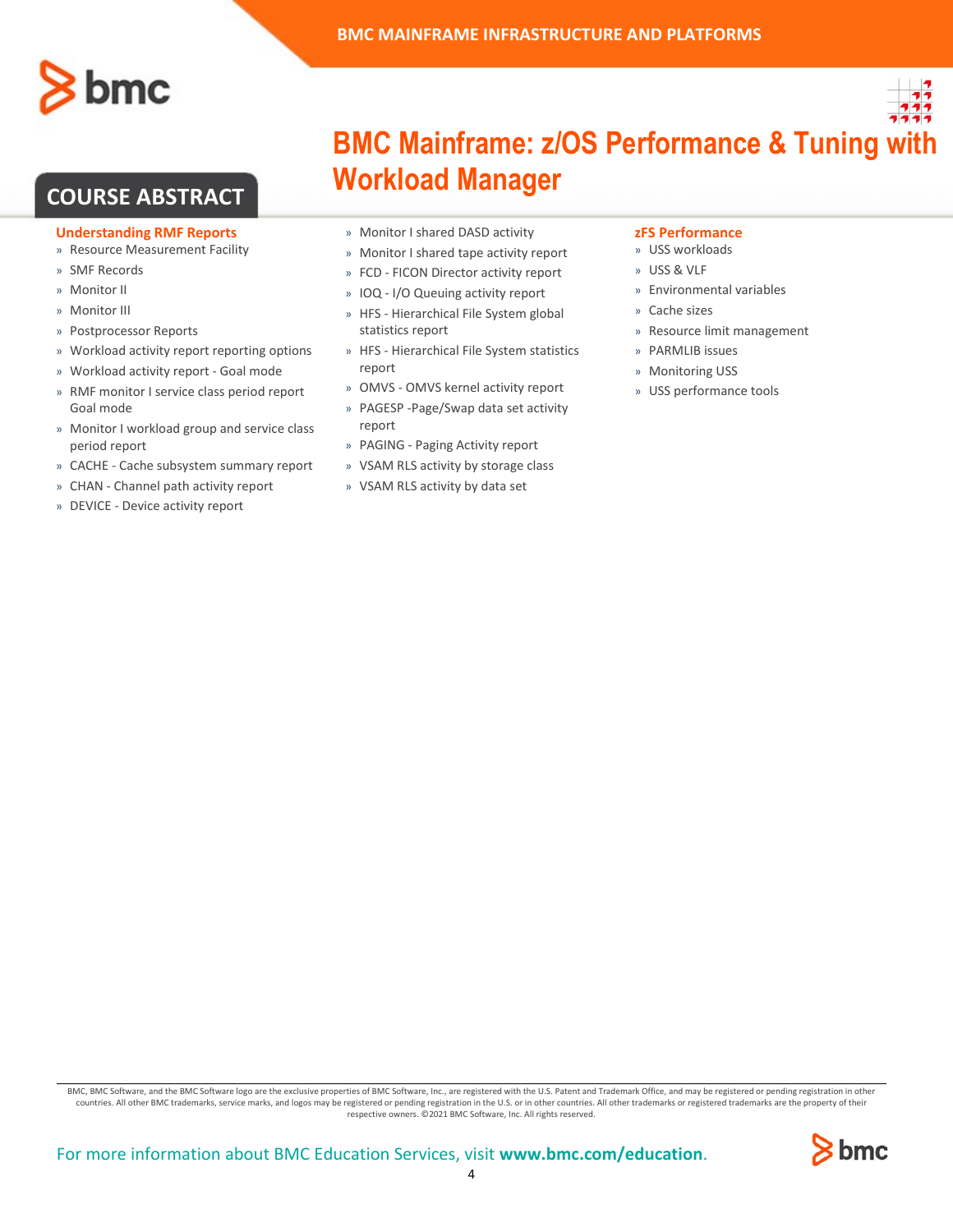# BMC Mainframe: z/OS Performance & Tuning with Workload Manager

## COURSE ABSTRACT

### Understanding RMF Reports

- Resource Measurement Facility
- SMF Records
- Monitor II
- Monitor III
- Postprocessor Reports
- Workload activity report reporting options
- Workload activity report - Goal mode
- RMF monitor I service class period report Goal mode
- Monitor I workload group and service class period report
- CACHE - Cache subsystem summary report
- CHAN - Channel path activity report
- DEVICE - Device activity report
- Monitor I shared DASD activity
- Monitor I shared tape activity report
- FCD - FICON Director activity report
- IOQ - I/O Queuing activity report
- HFS - Hierarchical File System global statistics report
- HFS - Hierarchical File System statistics report
- OMVS - OMVS kernel activity report
- PAGESP -Page/Swap data set activity report
- PAGING - Paging Activity report
- VSAM RLS activity by storage class
- VSAM RLS activity by data set

### zFS Performance

- USS workloads
- USS & VLF
- Environmental variables
- Cache sizes
- Resource limit management
- PARMLIB issues
- Monitoring USS
- USS performance tools

BMC, BMC Software, and the BMC Software logo are the exclusive properties of BMC Software, Inc., are registered with the U.S. Patent and Trademark Office, and may be registered or pending registration in other countries. All other BMC trademarks, service marks, and logos may be registered or pending registration in the U.S. or in other countries. All other trademarks or registered trademarks are the property of their respective owners. ©2021 BMC Software, Inc. All rights reserved.

For more information about BMC Education Services, visit **www.bmc.com/education**.